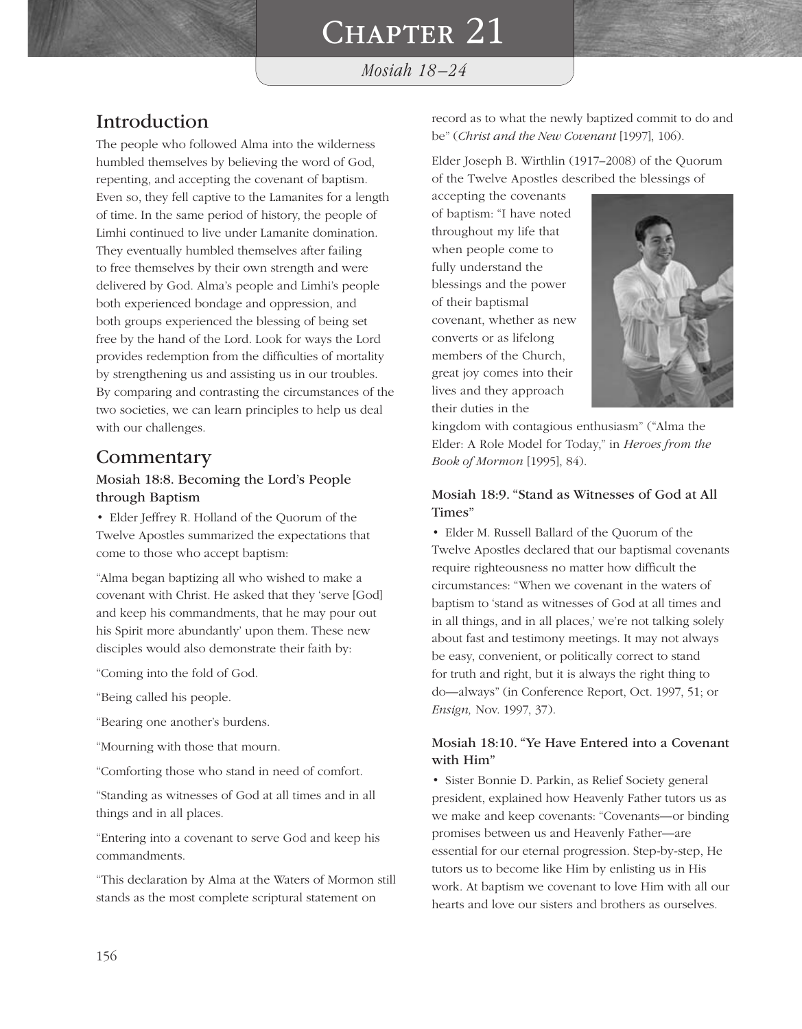# Chapter 21

*Mosiah 18–24*

## Introduction

The people who followed Alma into the wilderness humbled themselves by believing the word of God, repenting, and accepting the covenant of baptism. Even so, they fell captive to the Lamanites for a length of time. In the same period of history, the people of Limhi continued to live under Lamanite domination. They eventually humbled themselves after failing to free themselves by their own strength and were delivered by God. Alma's people and Limhi's people both experienced bondage and oppression, and both groups experienced the blessing of being set free by the hand of the Lord. Look for ways the Lord provides redemption from the difficulties of mortality by strengthening us and assisting us in our troubles. By comparing and contrasting the circumstances of the two societies, we can learn principles to help us deal with our challenges.

## Commentary

### Mosiah 18:8. Becoming the Lord's People through Baptism

• Elder Jeffrey R. Holland of the Quorum of the Twelve Apostles summarized the expectations that come to those who accept baptism:

"Alma began baptizing all who wished to make a covenant with Christ. He asked that they 'serve [God] and keep his commandments, that he may pour out his Spirit more abundantly' upon them. These new disciples would also demonstrate their faith by:

"Coming into the fold of God.

"Being called his people.

"Bearing one another's burdens.

"Mourning with those that mourn.

"Comforting those who stand in need of comfort.

"Standing as witnesses of God at all times and in all things and in all places.

"Entering into a covenant to serve God and keep his commandments.

"This declaration by Alma at the Waters of Mormon still stands as the most complete scriptural statement on record as to what the newly baptized commit to do and be" (*Christ and the New Covenant* [1997], 106).

Elder Joseph B. Wirthlin (1917–2008) of the Quorum of the Twelve Apostles described the blessings of accepting the covenants of baptism: "I have noted throughout my life that when people come to fully understand the blessings and the power of their baptismal covenant, whether as new converts or as lifelong members of the Church, great joy comes into their lives and they approach their duties in the kingdom with contagious enthusiasm" ("Alma the Elder: A Role Model for Today," in *Heroes from the Book of Mormon* [1995], 84).

### Mosiah 18:9. "Stand as Witnesses of God at All Times"

• Elder M. Russell Ballard of the Quorum of the Twelve Apostles declared that our baptismal covenants require righteousness no matter how difficult the circumstances: "When we covenant in the waters of baptism to 'stand as witnesses of God at all times and in all things, and in all places,' we're not talking solely about fast and testimony meetings. It may not always be easy, convenient, or politically correct to stand for truth and right, but it is always the right thing to do—always" (in Conference Report, Oct. 1997, 51; or *Ensign,* Nov. 1997, 37).

### Mosiah 18:10. "Ye Have Entered into a Covenant with Him"

• Sister Bonnie D. Parkin, as Relief Society general president, explained how Heavenly Father tutors us as we make and keep covenants: "Covenants—or binding promises between us and Heavenly Father—are essential for our eternal progression. Step-by-step, He tutors us to become like Him by enlisting us in His work. At baptism we covenant to love Him with all our hearts and love our sisters and brothers as ourselves.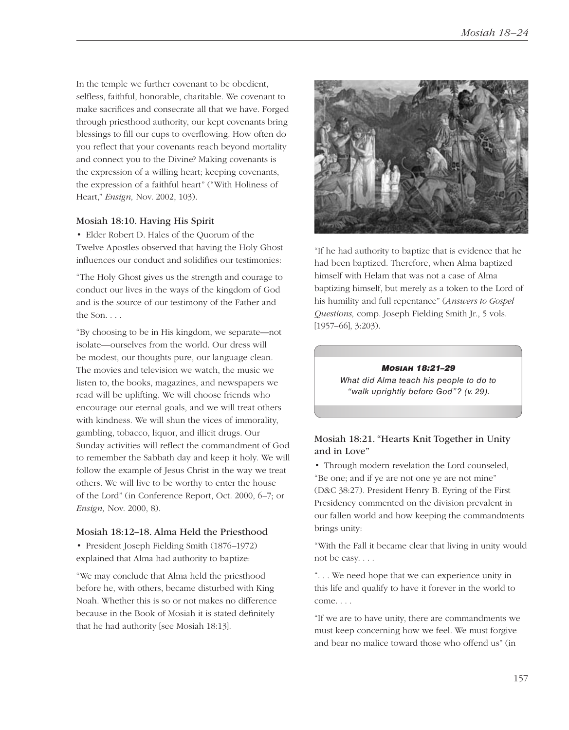In the temple we further covenant to be obedient, selfless, faithful, honorable, charitable. We covenant to make sacrifices and consecrate all that we have. Forged through priesthood authority, our kept covenants bring blessings to fill our cups to overflowing. How often do you reflect that your covenants reach beyond mortality and connect you to the Divine? Making covenants is the expression of a willing heart; keeping covenants, the expression of a faithful heart" ("With Holiness of Heart," *Ensign,* Nov. 2002, 103).

### Mosiah 18:10. Having His Spirit

• Elder Robert D. Hales of the Quorum of the Twelve Apostles observed that having the Holy Ghost influences our conduct and solidifies our testimonies:

"The Holy Ghost gives us the strength and courage to conduct our lives in the ways of the kingdom of God and is the source of our testimony of the Father and the Son. . . .

"By choosing to be in His kingdom, we separate—not isolate—ourselves from the world. Our dress will be modest, our thoughts pure, our language clean. The movies and television we watch, the music we listen to, the books, magazines, and newspapers we read will be uplifting. We will choose friends who encourage our eternal goals, and we will treat others with kindness. We will shun the vices of immorality, gambling, tobacco, liquor, and illicit drugs. Our Sunday activities will reflect the commandment of God to remember the Sabbath day and keep it holy. We will follow the example of Jesus Christ in the way we treat others. We will live to be worthy to enter the house of the Lord" (in Conference Report, Oct. 2000, 6–7; or *Ensign,* Nov. 2000, 8).

### Mosiah 18:12–18. Alma Held the Priesthood

• President Joseph Fielding Smith (1876–1972) explained that Alma had authority to baptize:

"We may conclude that Alma held the priesthood before he, with others, became disturbed with King Noah. Whether this is so or not makes no difference because in the Book of Mosiah it is stated definitely that he had authority [see Mosiah 18:13].

"If he had authority to baptize that is evidence that he had been baptized. Therefore, when Alma baptized himself with Helam that was not a case of Alma baptizing himself, but merely as a token to the Lord of his humility and full repentance" (*Answers to Gospel Questions,* comp. Joseph Fielding Smith Jr., 5 vols. [1957–66], 3:203).

***Mosiah 18:21–29***

*What did Alma teach his people to do to "walk uprightly before God"? (v. 29).*

### Mosiah 18:21. "Hearts Knit Together in Unity and in Love"

• Through modern revelation the Lord counseled, "Be one; and if ye are not one ye are not mine" (D&C 38:27). President Henry B. Eyring of the First Presidency commented on the division prevalent in our fallen world and how keeping the commandments brings unity:

"With the Fall it became clear that living in unity would not be easy. . . .

". . . We need hope that we can experience unity in this life and qualify to have it forever in the world to come. . . .

"If we are to have unity, there are commandments we must keep concerning how we feel. We must forgive and bear no malice toward those who offend us" (in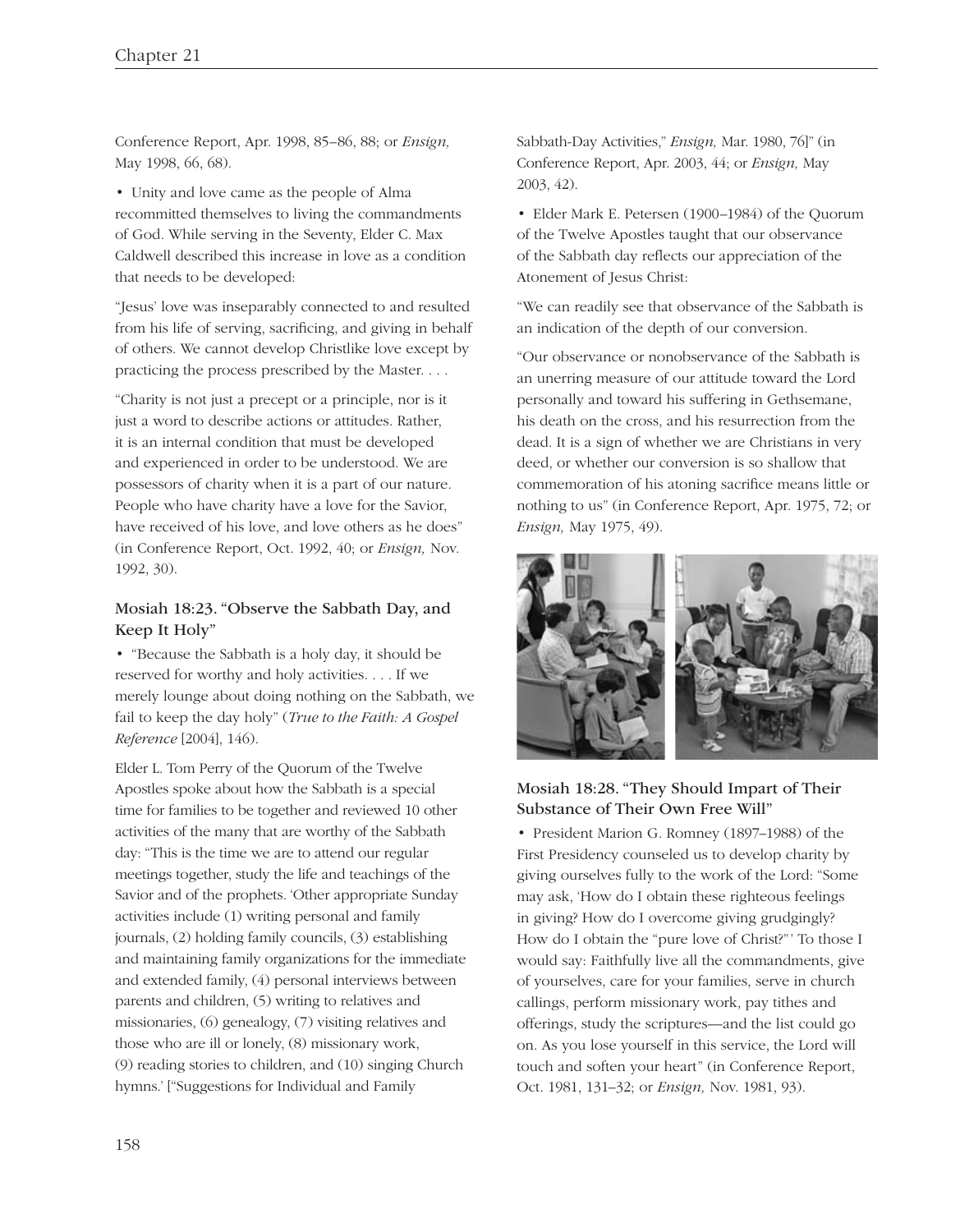Conference Report, Apr. 1998, 85–86, 88; or *Ensign,* May 1998, 66, 68).

• Unity and love came as the people of Alma recommitted themselves to living the commandments of God. While serving in the Seventy, Elder C. Max Caldwell described this increase in love as a condition that needs to be developed:

"Jesus' love was inseparably connected to and resulted from his life of serving, sacrificing, and giving in behalf of others. We cannot develop Christlike love except by practicing the process prescribed by the Master. . . .

"Charity is not just a precept or a principle, nor is it just a word to describe actions or attitudes. Rather, it is an internal condition that must be developed and experienced in order to be understood. We are possessors of charity when it is a part of our nature. People who have charity have a love for the Savior, have received of his love, and love others as he does" (in Conference Report, Oct. 1992, 40; or *Ensign,* Nov. 1992, 30).

### Mosiah 18:23. "Observe the Sabbath Day, and Keep It Holy"

• "Because the Sabbath is a holy day, it should be reserved for worthy and holy activities. . . . If we merely lounge about doing nothing on the Sabbath, we fail to keep the day holy" (*True to the Faith: A Gospel Reference* [2004], 146).

Elder L. Tom Perry of the Quorum of the Twelve Apostles spoke about how the Sabbath is a special time for families to be together and reviewed 10 other activities of the many that are worthy of the Sabbath day: "This is the time we are to attend our regular meetings together, study the life and teachings of the Savior and of the prophets. 'Other appropriate Sunday activities include (1) writing personal and family journals, (2) holding family councils, (3) establishing and maintaining family organizations for the immediate and extended family, (4) personal interviews between parents and children, (5) writing to relatives and missionaries, (6) genealogy, (7) visiting relatives and those who are ill or lonely, (8) missionary work, (9) reading stories to children, and (10) singing Church hymns.' ["Suggestions for Individual and Family Sabbath-Day Activities," *Ensign,* Mar. 1980, 76]" (in Conference Report, Apr. 2003, 44; or *Ensign,* May 2003, 42).

• Elder Mark E. Petersen (1900–1984) of the Quorum of the Twelve Apostles taught that our observance of the Sabbath day reflects our appreciation of the Atonement of Jesus Christ:

"We can readily see that observance of the Sabbath is an indication of the depth of our conversion.

"Our observance or nonobservance of the Sabbath is an unerring measure of our attitude toward the Lord personally and toward his suffering in Gethsemane, his death on the cross, and his resurrection from the dead. It is a sign of whether we are Christians in very deed, or whether our conversion is so shallow that commemoration of his atoning sacrifice means little or nothing to us" (in Conference Report, Apr. 1975, 72; or *Ensign,* May 1975, 49).

### Mosiah 18:28. "They Should Impart of Their Substance of Their Own Free Will"

• President Marion G. Romney (1897–1988) of the First Presidency counseled us to develop charity by giving ourselves fully to the work of the Lord: "Some may ask, 'How do I obtain these righteous feelings in giving? How do I overcome giving grudgingly? How do I obtain the "pure love of Christ?"' To those I would say: Faithfully live all the commandments, give of yourselves, care for your families, serve in church callings, perform missionary work, pay tithes and offerings, study the scriptures—and the list could go on. As you lose yourself in this service, the Lord will touch and soften your heart" (in Conference Report, Oct. 1981, 131–32; or *Ensign,* Nov. 1981, 93).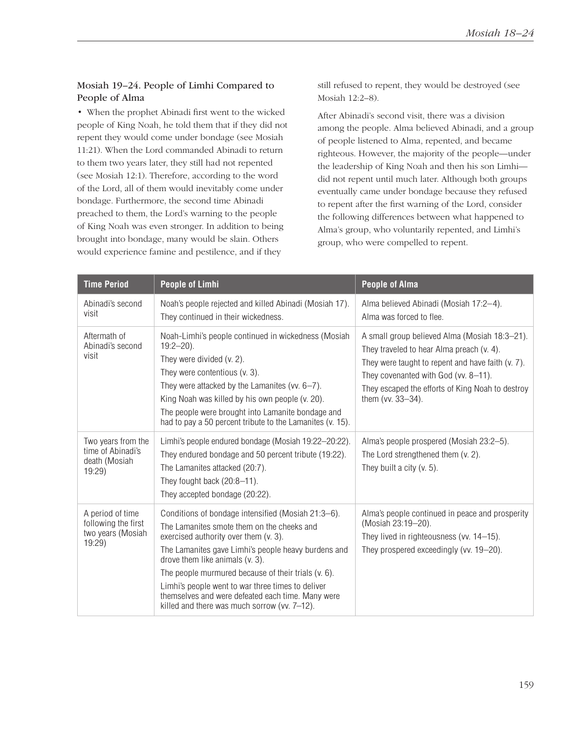### Mosiah 19–24. People of Limhi Compared to People of Alma

• When the prophet Abinadi first went to the wicked people of King Noah, he told them that if they did not repent they would come under bondage (see Mosiah 11:21). When the Lord commanded Abinadi to return to them two years later, they still had not repented (see Mosiah 12:1). Therefore, according to the word of the Lord, all of them would inevitably come under bondage. Furthermore, the second time Abinadi preached to them, the Lord's warning to the people of King Noah was even stronger. In addition to being brought into bondage, many would be slain. Others would experience famine and pestilence, and if they still refused to repent, they would be destroyed (see Mosiah 12:2–8).

After Abinadi's second visit, there was a division among the people. Alma believed Abinadi, and a group of people listened to Alma, repented, and became righteous. However, the majority of the people—under the leadership of King Noah and then his son Limhi—did not repent until much later. Although both groups eventually came under bondage because they refused to repent after the first warning of the Lord, consider the following differences between what happened to Alma's group, who voluntarily repented, and Limhi's group, who were compelled to repent.

| Time Period | People of Limhi | People of Alma |
| --- | --- | --- |
| Abinadi's second visit | Noah's people rejected and killed Abinadi (Mosiah 17).<br>They continued in their wickedness. | Alma believed Abinadi (Mosiah 17:2–4).<br>Alma was forced to flee. |
| Aftermath of Abinadi's second visit | Noah-Limhi's people continued in wickedness (Mosiah 19:2–20).<br>They were divided (v. 2).<br>They were contentious (v. 3).<br>They were attacked by the Lamanites (vv. 6–7).<br>King Noah was killed by his own people (v. 20).<br>The people were brought into Lamanite bondage and had to pay a 50 percent tribute to the Lamanites (v. 15). | A small group believed Alma (Mosiah 18:3–21).<br>They traveled to hear Alma preach (v. 4).<br>They were taught to repent and have faith (v. 7).<br>They covenanted with God (vv. 8–11).<br>They escaped the efforts of King Noah to destroy them (vv. 33–34). |
| Two years from the time of Abinadi's death (Mosiah 19:29) | Limhi's people endured bondage (Mosiah 19:22–20:22).<br>They endured bondage and 50 percent tribute (19:22).<br>The Lamanites attacked (20:7).<br>They fought back (20:8–11).<br>They accepted bondage (20:22). | Alma's people prospered (Mosiah 23:2–5).<br>The Lord strengthened them (v. 2).<br>They built a city (v. 5). |
| A period of time following the first two years (Mosiah 19:29) | Conditions of bondage intensified (Mosiah 21:3–6).<br>The Lamanites smote them on the cheeks and exercised authority over them (v. 3).<br>The Lamanites gave Limhi's people heavy burdens and drove them like animals (v. 3).<br>The people murmured because of their trials (v. 6).<br>Limhi's people went to war three times to deliver themselves and were defeated each time. Many were killed and there was much sorrow (vv. 7–12). | Alma's people continued in peace and prosperity (Mosiah 23:19–20).<br>They lived in righteousness (vv. 14–15).<br>They prospered exceedingly (vv. 19–20). |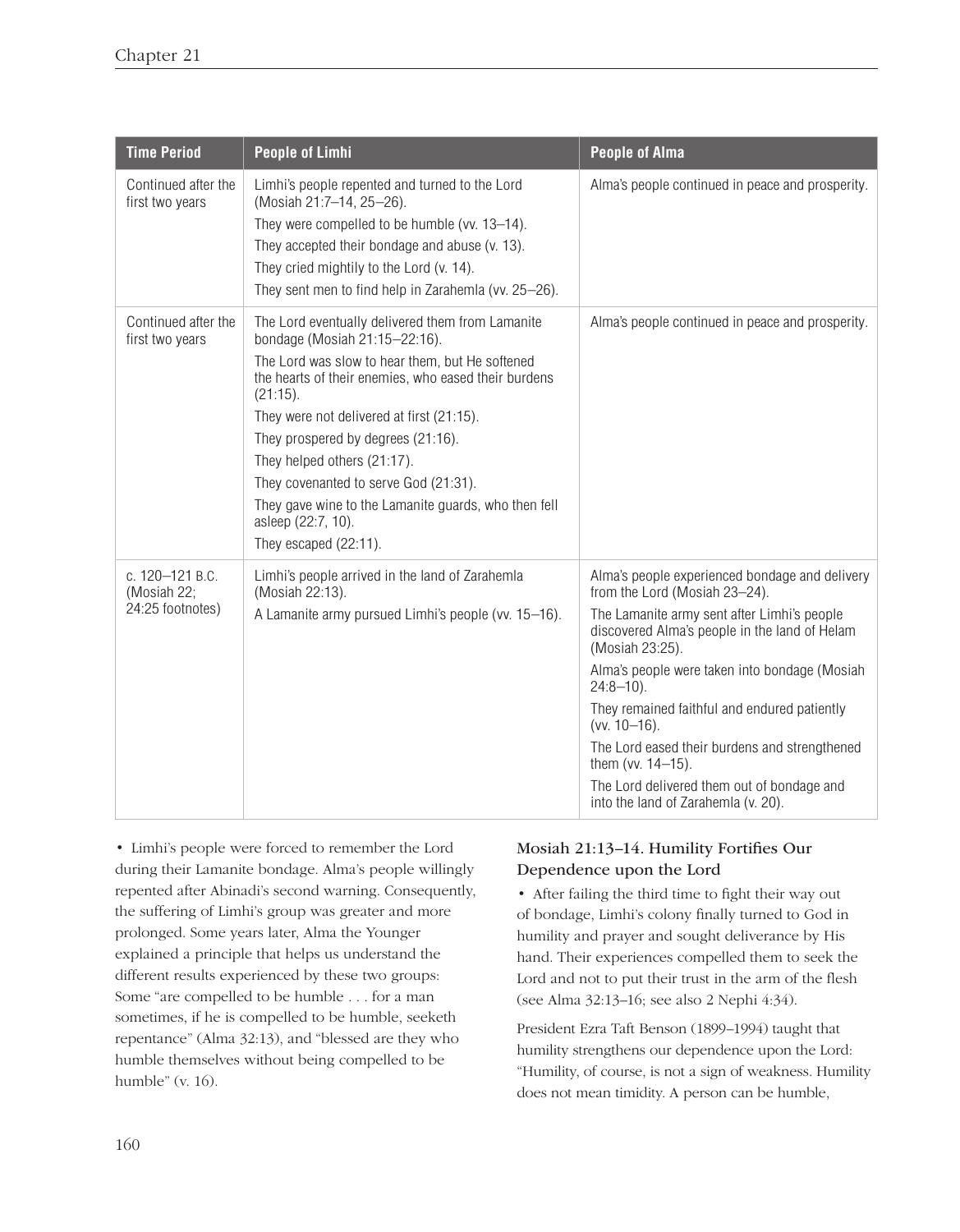| Time Period | People of Limhi | People of Alma |
|---|---|---|
| Continued after the first two years | Limhi's people repented and turned to the Lord (Mosiah 21:7–14, 25–26).<br>They were compelled to be humble (vv. 13–14).<br>They accepted their bondage and abuse (v. 13).<br>They cried mightily to the Lord (v. 14).<br>They sent men to find help in Zarahemla (vv. 25–26). | Alma's people continued in peace and prosperity. |
| Continued after the first two years | The Lord eventually delivered them from Lamanite bondage (Mosiah 21:15–22:16).<br>The Lord was slow to hear them, but He softened the hearts of their enemies, who eased their burdens (21:15).<br>They were not delivered at first (21:15).<br>They prospered by degrees (21:16).<br>They helped others (21:17).<br>They covenanted to serve God (21:31).<br>They gave wine to the Lamanite guards, who then fell asleep (22:7, 10).<br>They escaped (22:11). | Alma's people continued in peace and prosperity. |
| c. 120–121 B.C. (Mosiah 22; 24:25 footnotes) | Limhi's people arrived in the land of Zarahemla (Mosiah 22:13).<br>A Lamanite army pursued Limhi's people (vv. 15–16). | Alma's people experienced bondage and delivery from the Lord (Mosiah 23–24).<br>The Lamanite army sent after Limhi's people discovered Alma's people in the land of Helam (Mosiah 23:25).<br>Alma's people were taken into bondage (Mosiah 24:8–10).<br>They remained faithful and endured patiently (vv. 10–16).<br>The Lord eased their burdens and strengthened them (vv. 14–15).<br>The Lord delivered them out of bondage and into the land of Zarahemla (v. 20). |

• Limhi's people were forced to remember the Lord during their Lamanite bondage. Alma's people willingly repented after Abinadi's second warning. Consequently, the suffering of Limhi's group was greater and more prolonged. Some years later, Alma the Younger explained a principle that helps us understand the different results experienced by these two groups: Some "are compelled to be humble . . . for a man sometimes, if he is compelled to be humble, seeketh repentance" (Alma 32:13), and "blessed are they who humble themselves without being compelled to be humble" (v. 16).

### Mosiah 21:13–14. Humility Fortifies Our Dependence upon the Lord

• After failing the third time to fight their way out of bondage, Limhi's colony finally turned to God in humility and prayer and sought deliverance by His hand. Their experiences compelled them to seek the Lord and not to put their trust in the arm of the flesh (see Alma 32:13–16; see also 2 Nephi 4:34).

President Ezra Taft Benson (1899–1994) taught that humility strengthens our dependence upon the Lord: "Humility, of course, is not a sign of weakness. Humility does not mean timidity. A person can be humble,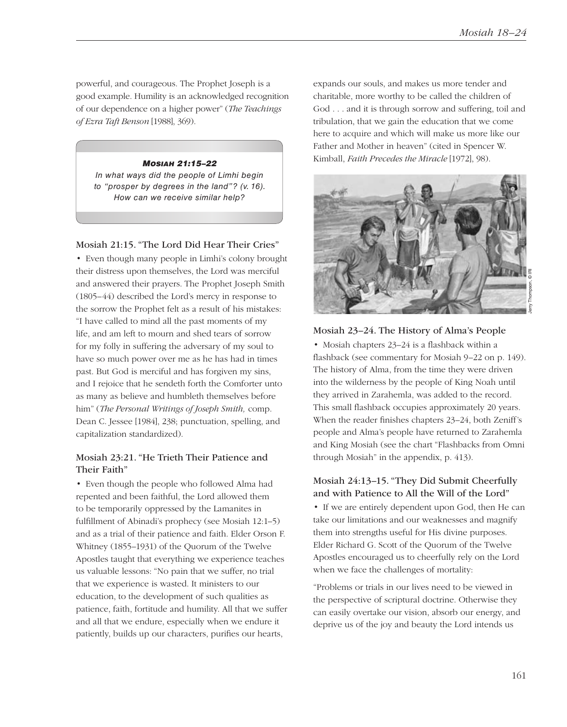powerful, and courageous. The Prophet Joseph is a good example. Humility is an acknowledged recognition of our dependence on a higher power" (*The Teachings of Ezra Taft Benson* [1988], 369).

> ***Mosiah 21:15–22***
> *In what ways did the people of Limhi begin to "prosper by degrees in the land"? (v. 16). How can we receive similar help?*

### Mosiah 21:15. "The Lord Did Hear Their Cries"

• Even though many people in Limhi's colony brought their distress upon themselves, the Lord was merciful and answered their prayers. The Prophet Joseph Smith (1805–44) described the Lord's mercy in response to the sorrow the Prophet felt as a result of his mistakes: "I have called to mind all the past moments of my life, and am left to mourn and shed tears of sorrow for my folly in suffering the adversary of my soul to have so much power over me as he has had in times past. But God is merciful and has forgiven my sins, and I rejoice that he sendeth forth the Comforter unto as many as believe and humbleth themselves before him" (*The Personal Writings of Joseph Smith,* comp. Dean C. Jessee [1984], 238; punctuation, spelling, and capitalization standardized).

### Mosiah 23:21. "He Trieth Their Patience and Their Faith"

• Even though the people who followed Alma had repented and been faithful, the Lord allowed them to be temporarily oppressed by the Lamanites in fulfillment of Abinadi's prophecy (see Mosiah 12:1–5) and as a trial of their patience and faith. Elder Orson F. Whitney (1855–1931) of the Quorum of the Twelve Apostles taught that everything we experience teaches us valuable lessons: "No pain that we suffer, no trial that we experience is wasted. It ministers to our education, to the development of such qualities as patience, faith, fortitude and humility. All that we suffer and all that we endure, especially when we endure it patiently, builds up our characters, purifies our hearts, expands our souls, and makes us more tender and charitable, more worthy to be called the children of God . . . and it is through sorrow and suffering, toil and tribulation, that we gain the education that we come here to acquire and which will make us more like our Father and Mother in heaven" (cited in Spencer W. Kimball, *Faith Precedes the Miracle* [1972], 98).

Jerry Thompson, © IRI

### Mosiah 23–24. The History of Alma's People

• Mosiah chapters 23–24 is a flashback within a flashback (see commentary for Mosiah 9–22 on p. 149). The history of Alma, from the time they were driven into the wilderness by the people of King Noah until they arrived in Zarahemla, was added to the record. This small flashback occupies approximately 20 years. When the reader finishes chapters 23–24, both Zeniff's people and Alma's people have returned to Zarahemla and King Mosiah (see the chart "Flashbacks from Omni through Mosiah" in the appendix, p. 413).

### Mosiah 24:13–15. "They Did Submit Cheerfully and with Patience to All the Will of the Lord"

• If we are entirely dependent upon God, then He can take our limitations and our weaknesses and magnify them into strengths useful for His divine purposes. Elder Richard G. Scott of the Quorum of the Twelve Apostles encouraged us to cheerfully rely on the Lord when we face the challenges of mortality:

"Problems or trials in our lives need to be viewed in the perspective of scriptural doctrine. Otherwise they can easily overtake our vision, absorb our energy, and deprive us of the joy and beauty the Lord intends us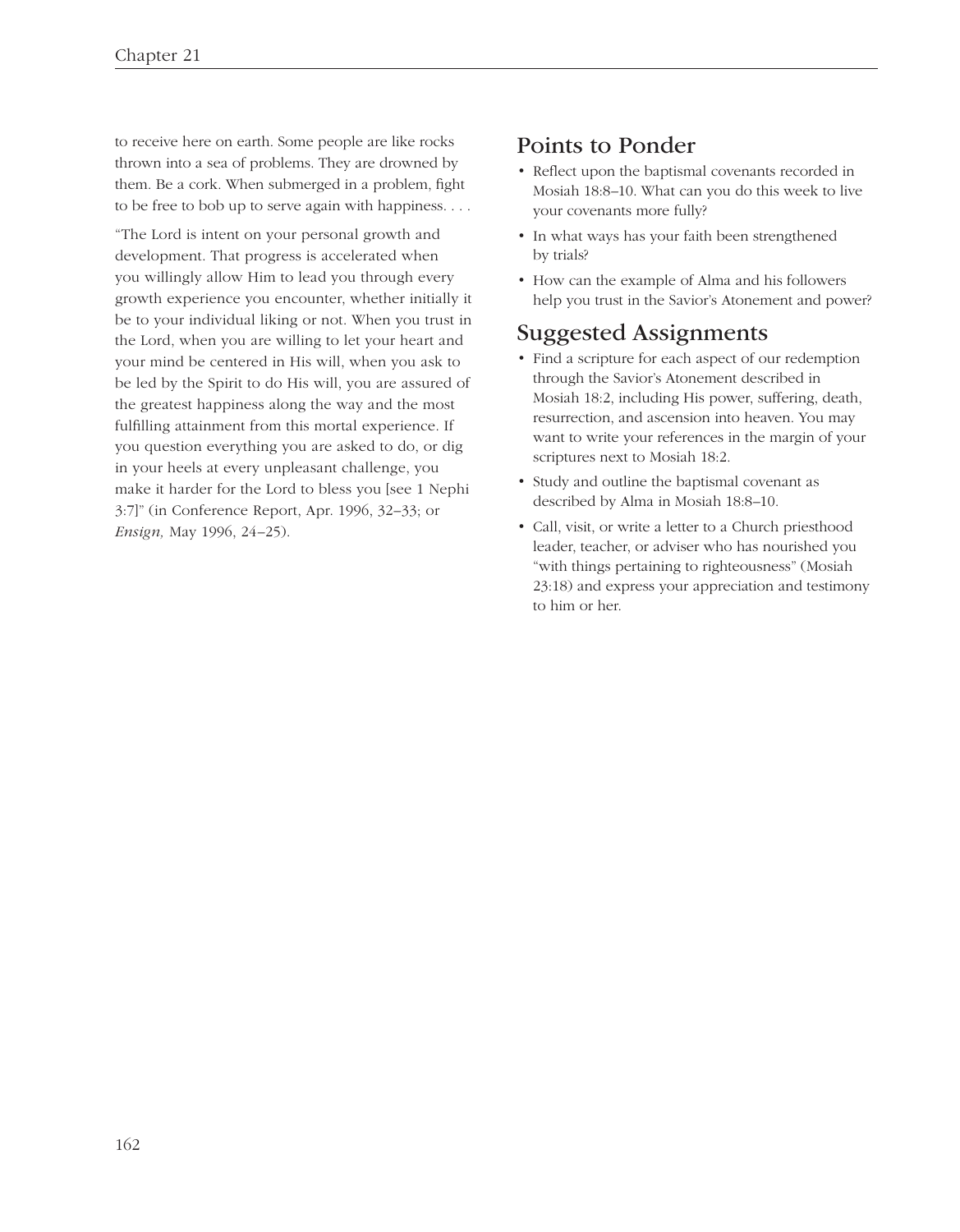to receive here on earth. Some people are like rocks thrown into a sea of problems. They are drowned by them. Be a cork. When submerged in a problem, fight to be free to bob up to serve again with happiness. . . .

"The Lord is intent on your personal growth and development. That progress is accelerated when you willingly allow Him to lead you through every growth experience you encounter, whether initially it be to your individual liking or not. When you trust in the Lord, when you are willing to let your heart and your mind be centered in His will, when you ask to be led by the Spirit to do His will, you are assured of the greatest happiness along the way and the most fulfilling attainment from this mortal experience. If you question everything you are asked to do, or dig in your heels at every unpleasant challenge, you make it harder for the Lord to bless you [see 1 Nephi 3:7]" (in Conference Report, Apr. 1996, 32–33; or *Ensign,* May 1996, 24–25).

## Points to Ponder

- Reflect upon the baptismal covenants recorded in Mosiah 18:8–10. What can you do this week to live your covenants more fully?
- In what ways has your faith been strengthened by trials?
- How can the example of Alma and his followers help you trust in the Savior's Atonement and power?

## Suggested Assignments

- Find a scripture for each aspect of our redemption through the Savior's Atonement described in Mosiah 18:2, including His power, suffering, death, resurrection, and ascension into heaven. You may want to write your references in the margin of your scriptures next to Mosiah 18:2.
- Study and outline the baptismal covenant as described by Alma in Mosiah 18:8–10.
- Call, visit, or write a letter to a Church priesthood leader, teacher, or adviser who has nourished you "with things pertaining to righteousness" (Mosiah 23:18) and express your appreciation and testimony to him or her.